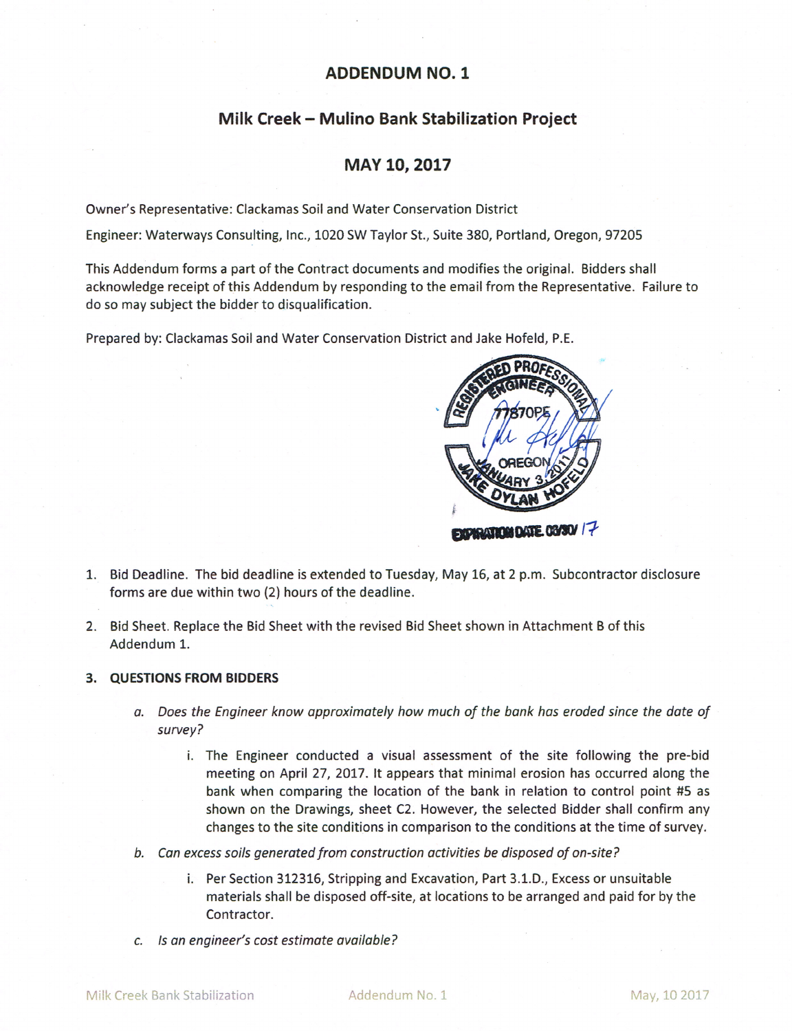# ADDENDUM NO. 1

## Milk Creek – Mulino Bank Stabilization Project

## MAY 10, 2017

Owner's Representative: Clackamas Soil and Water Conservation District

Engineer: Waterways Consulting, Inc., 1020 SW Taylor St., Suite 380, Portland, Oregon, 97205

This Addendum forms a part of the Contract documents and modifies the original. Bidders shall acknowledge receipt of this Addendum by responding to the email from the Representative. Failure to do so may subject the bidder to disqualification.

Prepared by: Clackamas Soil and Water Conservation District and Jake Hofeld, P.E.

REGISTERED PROFESSIONAL ENGINEER
77870PE
OREGON
JANUARY 3, 2011
JAKE DYLAN HOFELD
EXPIRATION DATE 06/30/17

1. Bid Deadline. The bid deadline is extended to Tuesday, May 16, at 2 p.m. Subcontractor disclosure forms are due within two (2) hours of the deadline.

2. Bid Sheet. Replace the Bid Sheet with the revised Bid Sheet shown in Attachment B of this Addendum 1.

3. **QUESTIONS FROM BIDDERS**

   a. *Does the Engineer know approximately how much of the bank has eroded since the date of survey?*

      i. The Engineer conducted a visual assessment of the site following the pre-bid meeting on April 27, 2017. It appears that minimal erosion has occurred along the bank when comparing the location of the bank in relation to control point #5 as shown on the Drawings, sheet C2. However, the selected Bidder shall confirm any changes to the site conditions in comparison to the conditions at the time of survey.

   b. *Can excess soils generated from construction activities be disposed of on-site?*

      i. Per Section 312316, Stripping and Excavation, Part 3.1.D., Excess or unsuitable materials shall be disposed off-site, at locations to be arranged and paid for by the Contractor.

   c. *Is an engineer's cost estimate available?*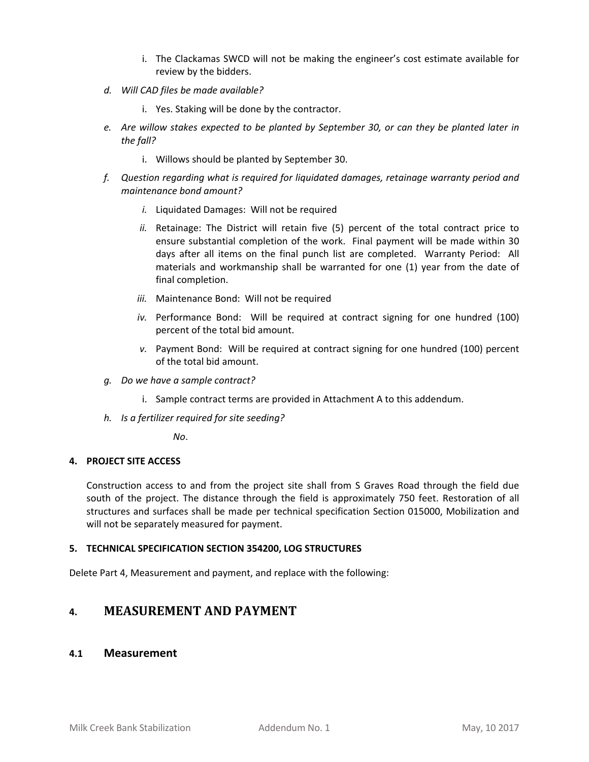i. The Clackamas SWCD will not be making the engineer's cost estimate available for review by the bidders.

d. *Will CAD files be made available?*

   i. Yes. Staking will be done by the contractor.

e. *Are willow stakes expected to be planted by September 30, or can they be planted later in the fall?*

   i. Willows should be planted by September 30.

f. *Question regarding what is required for liquidated damages, retainage warranty period and maintenance bond amount?*

   *i.* Liquidated Damages: Will not be required

   *ii.* Retainage: The District will retain five (5) percent of the total contract price to ensure substantial completion of the work. Final payment will be made within 30 days after all items on the final punch list are completed. Warranty Period: All materials and workmanship shall be warranted for one (1) year from the date of final completion.

   *iii.* Maintenance Bond: Will not be required

   *iv.* Performance Bond: Will be required at contract signing for one hundred (100) percent of the total bid amount.

   *v.* Payment Bond: Will be required at contract signing for one hundred (100) percent of the total bid amount.

g. *Do we have a sample contract?*

   i. Sample contract terms are provided in Attachment A to this addendum.

h. *Is a fertilizer required for site seeding?*

   *No*.

**4. PROJECT SITE ACCESS**

Construction access to and from the project site shall from S Graves Road through the field due south of the project. The distance through the field is approximately 750 feet. Restoration of all structures and surfaces shall be made per technical specification Section 015000, Mobilization and will not be separately measured for payment.

**5. TECHNICAL SPECIFICATION SECTION 354200, LOG STRUCTURES**

Delete Part 4, Measurement and payment, and replace with the following:

# 4. MEASUREMENT AND PAYMENT

## 4.1 Measurement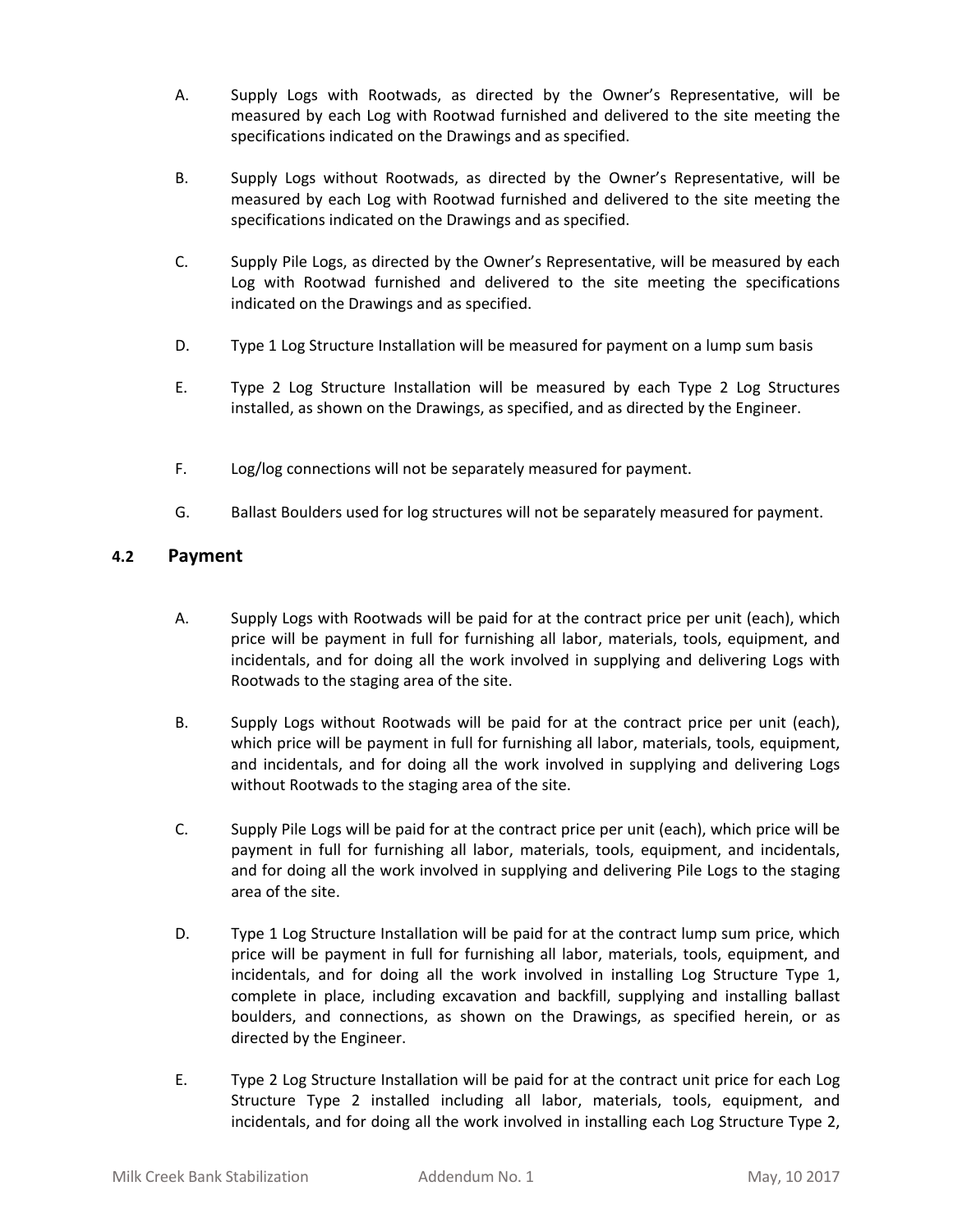A. Supply Logs with Rootwads, as directed by the Owner's Representative, will be measured by each Log with Rootwad furnished and delivered to the site meeting the specifications indicated on the Drawings and as specified.

B. Supply Logs without Rootwads, as directed by the Owner's Representative, will be measured by each Log with Rootwad furnished and delivered to the site meeting the specifications indicated on the Drawings and as specified.

C. Supply Pile Logs, as directed by the Owner's Representative, will be measured by each Log with Rootwad furnished and delivered to the site meeting the specifications indicated on the Drawings and as specified.

D. Type 1 Log Structure Installation will be measured for payment on a lump sum basis

E. Type 2 Log Structure Installation will be measured by each Type 2 Log Structures installed, as shown on the Drawings, as specified, and as directed by the Engineer.

F. Log/log connections will not be separately measured for payment.

G. Ballast Boulders used for log structures will not be separately measured for payment.

## 4.2 Payment

A. Supply Logs with Rootwads will be paid for at the contract price per unit (each), which price will be payment in full for furnishing all labor, materials, tools, equipment, and incidentals, and for doing all the work involved in supplying and delivering Logs with Rootwads to the staging area of the site.

B. Supply Logs without Rootwads will be paid for at the contract price per unit (each), which price will be payment in full for furnishing all labor, materials, tools, equipment, and incidentals, and for doing all the work involved in supplying and delivering Logs without Rootwads to the staging area of the site.

C. Supply Pile Logs will be paid for at the contract price per unit (each), which price will be payment in full for furnishing all labor, materials, tools, equipment, and incidentals, and for doing all the work involved in supplying and delivering Pile Logs to the staging area of the site.

D. Type 1 Log Structure Installation will be paid for at the contract lump sum price, which price will be payment in full for furnishing all labor, materials, tools, equipment, and incidentals, and for doing all the work involved in installing Log Structure Type 1, complete in place, including excavation and backfill, supplying and installing ballast boulders, and connections, as shown on the Drawings, as specified herein, or as directed by the Engineer.

E. Type 2 Log Structure Installation will be paid for at the contract unit price for each Log Structure Type 2 installed including all labor, materials, tools, equipment, and incidentals, and for doing all the work involved in installing each Log Structure Type 2,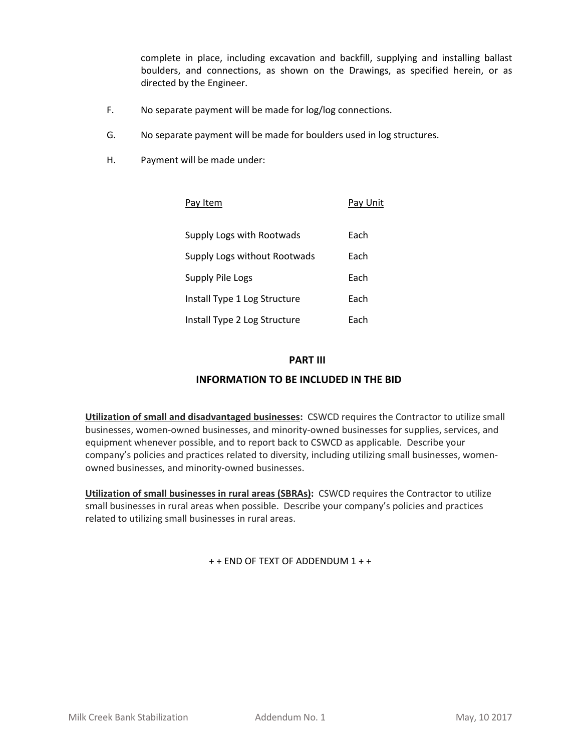complete in place, including excavation and backfill, supplying and installing ballast boulders, and connections, as shown on the Drawings, as specified herein, or as directed by the Engineer.

F. No separate payment will be made for log/log connections.

G. No separate payment will be made for boulders used in log structures.

H. Payment will be made under:

| Pay Item | Pay Unit |
|---|---|
| Supply Logs with Rootwads | Each |
| Supply Logs without Rootwads | Each |
| Supply Pile Logs | Each |
| Install Type 1 Log Structure | Each |
| Install Type 2 Log Structure | Each |

## PART III

## INFORMATION TO BE INCLUDED IN THE BID

**Utilization of small and disadvantaged businesses:** CSWCD requires the Contractor to utilize small businesses, women-owned businesses, and minority-owned businesses for supplies, services, and equipment whenever possible, and to report back to CSWCD as applicable. Describe your company's policies and practices related to diversity, including utilizing small businesses, women-owned businesses, and minority-owned businesses.

**Utilization of small businesses in rural areas (SBRAs):** CSWCD requires the Contractor to utilize small businesses in rural areas when possible. Describe your company's policies and practices related to utilizing small businesses in rural areas.

+ + END OF TEXT OF ADDENDUM 1 + +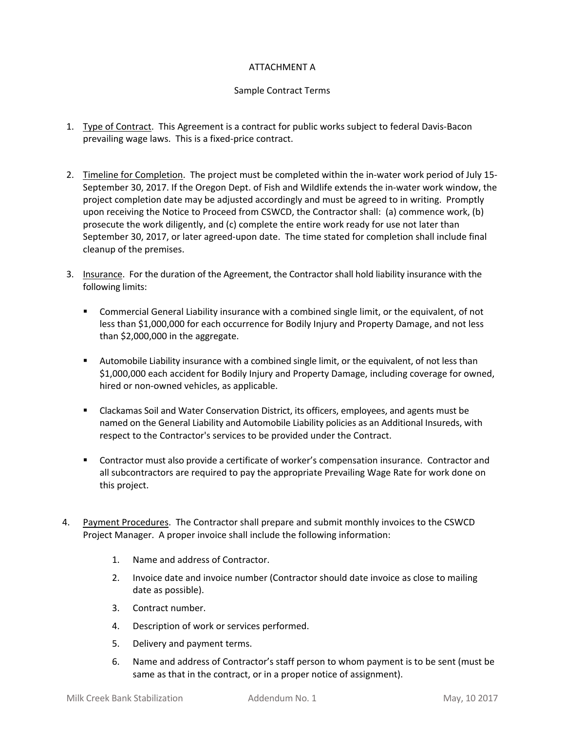ATTACHMENT A

Sample Contract Terms

1. Type of Contract. This Agreement is a contract for public works subject to federal Davis-Bacon prevailing wage laws. This is a fixed-price contract.

2. Timeline for Completion. The project must be completed within the in-water work period of July 15-September 30, 2017. If the Oregon Dept. of Fish and Wildlife extends the in-water work window, the project completion date may be adjusted accordingly and must be agreed to in writing. Promptly upon receiving the Notice to Proceed from CSWCD, the Contractor shall: (a) commence work, (b) prosecute the work diligently, and (c) complete the entire work ready for use not later than September 30, 2017, or later agreed-upon date. The time stated for completion shall include final cleanup of the premises.

3. Insurance. For the duration of the Agreement, the Contractor shall hold liability insurance with the following limits:

   - Commercial General Liability insurance with a combined single limit, or the equivalent, of not less than $1,000,000 for each occurrence for Bodily Injury and Property Damage, and not less than $2,000,000 in the aggregate.

   - Automobile Liability insurance with a combined single limit, or the equivalent, of not less than $1,000,000 each accident for Bodily Injury and Property Damage, including coverage for owned, hired or non-owned vehicles, as applicable.

   - Clackamas Soil and Water Conservation District, its officers, employees, and agents must be named on the General Liability and Automobile Liability policies as an Additional Insureds, with respect to the Contractor's services to be provided under the Contract.

   - Contractor must also provide a certificate of worker's compensation insurance. Contractor and all subcontractors are required to pay the appropriate Prevailing Wage Rate for work done on this project.

4. Payment Procedures. The Contractor shall prepare and submit monthly invoices to the CSWCD Project Manager. A proper invoice shall include the following information:

   1. Name and address of Contractor.
   2. Invoice date and invoice number (Contractor should date invoice as close to mailing date as possible).
   3. Contract number.
   4. Description of work or services performed.
   5. Delivery and payment terms.
   6. Name and address of Contractor's staff person to whom payment is to be sent (must be same as that in the contract, or in a proper notice of assignment).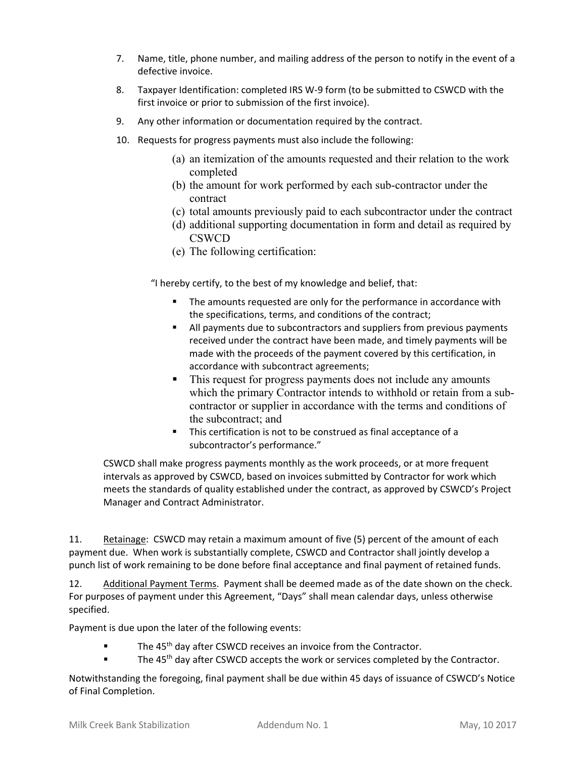7. Name, title, phone number, and mailing address of the person to notify in the event of a defective invoice.
8. Taxpayer Identification: completed IRS W-9 form (to be submitted to CSWCD with the first invoice or prior to submission of the first invoice).
9. Any other information or documentation required by the contract.
10. Requests for progress payments must also include the following:
    - (a) an itemization of the amounts requested and their relation to the work completed
    - (b) the amount for work performed by each sub-contractor under the contract
    - (c) total amounts previously paid to each subcontractor under the contract
    - (d) additional supporting documentation in form and detail as required by CSWCD
    - (e) The following certification:

"I hereby certify, to the best of my knowledge and belief, that:

- The amounts requested are only for the performance in accordance with the specifications, terms, and conditions of the contract;
- All payments due to subcontractors and suppliers from previous payments received under the contract have been made, and timely payments will be made with the proceeds of the payment covered by this certification, in accordance with subcontract agreements;
- This request for progress payments does not include any amounts which the primary Contractor intends to withhold or retain from a sub-contractor or supplier in accordance with the terms and conditions of the subcontract; and
- This certification is not to be construed as final acceptance of a subcontractor's performance."

CSWCD shall make progress payments monthly as the work proceeds, or at more frequent intervals as approved by CSWCD, based on invoices submitted by Contractor for work which meets the standards of quality established under the contract, as approved by CSWCD's Project Manager and Contract Administrator.

11. Retainage: CSWCD may retain a maximum amount of five (5) percent of the amount of each payment due. When work is substantially complete, CSWCD and Contractor shall jointly develop a punch list of work remaining to be done before final acceptance and final payment of retained funds.

12. Additional Payment Terms. Payment shall be deemed made as of the date shown on the check. For purposes of payment under this Agreement, "Days" shall mean calendar days, unless otherwise specified.

Payment is due upon the later of the following events:

- The 45th day after CSWCD receives an invoice from the Contractor.
- The 45th day after CSWCD accepts the work or services completed by the Contractor.

Notwithstanding the foregoing, final payment shall be due within 45 days of issuance of CSWCD's Notice of Final Completion.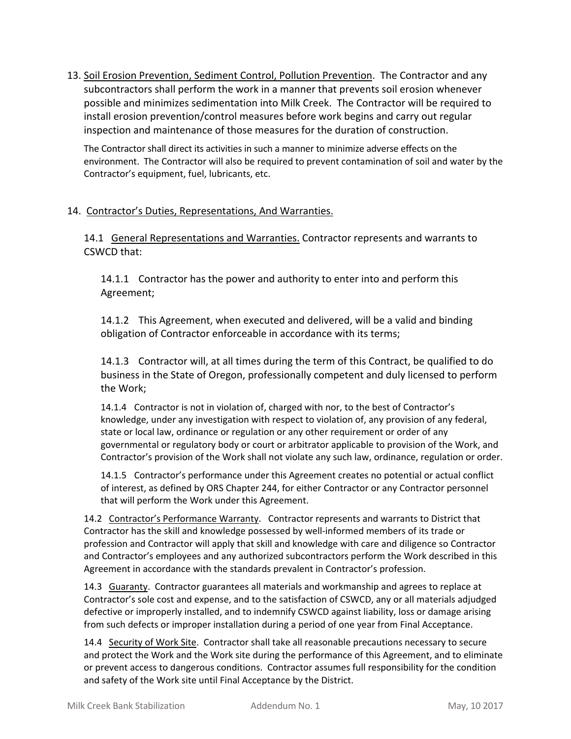13. <u>Soil Erosion Prevention, Sediment Control, Pollution Prevention</u>. The Contractor and any subcontractors shall perform the work in a manner that prevents soil erosion whenever possible and minimizes sedimentation into Milk Creek. The Contractor will be required to install erosion prevention/control measures before work begins and carry out regular inspection and maintenance of those measures for the duration of construction.

    The Contractor shall direct its activities in such a manner to minimize adverse effects on the environment. The Contractor will also be required to prevent contamination of soil and water by the Contractor's equipment, fuel, lubricants, etc.

14. <u>Contractor's Duties, Representations, And Warranties.</u>

    14.1 <u>General Representations and Warranties.</u> Contractor represents and warrants to CSWCD that:

    14.1.1 Contractor has the power and authority to enter into and perform this Agreement;

    14.1.2 This Agreement, when executed and delivered, will be a valid and binding obligation of Contractor enforceable in accordance with its terms;

    14.1.3 Contractor will, at all times during the term of this Contract, be qualified to do business in the State of Oregon, professionally competent and duly licensed to perform the Work;

    14.1.4 Contractor is not in violation of, charged with nor, to the best of Contractor's knowledge, under any investigation with respect to violation of, any provision of any federal, state or local law, ordinance or regulation or any other requirement or order of any governmental or regulatory body or court or arbitrator applicable to provision of the Work, and Contractor's provision of the Work shall not violate any such law, ordinance, regulation or order.

    14.1.5 Contractor's performance under this Agreement creates no potential or actual conflict of interest, as defined by ORS Chapter 244, for either Contractor or any Contractor personnel that will perform the Work under this Agreement.

    14.2 <u>Contractor's Performance Warranty</u>. Contractor represents and warrants to District that Contractor has the skill and knowledge possessed by well-informed members of its trade or profession and Contractor will apply that skill and knowledge with care and diligence so Contractor and Contractor's employees and any authorized subcontractors perform the Work described in this Agreement in accordance with the standards prevalent in Contractor's profession.

    14.3 <u>Guaranty</u>. Contractor guarantees all materials and workmanship and agrees to replace at Contractor's sole cost and expense, and to the satisfaction of CSWCD, any or all materials adjudged defective or improperly installed, and to indemnify CSWCD against liability, loss or damage arising from such defects or improper installation during a period of one year from Final Acceptance.

    14.4 <u>Security of Work Site</u>. Contractor shall take all reasonable precautions necessary to secure and protect the Work and the Work site during the performance of this Agreement, and to eliminate or prevent access to dangerous conditions. Contractor assumes full responsibility for the condition and safety of the Work site until Final Acceptance by the District.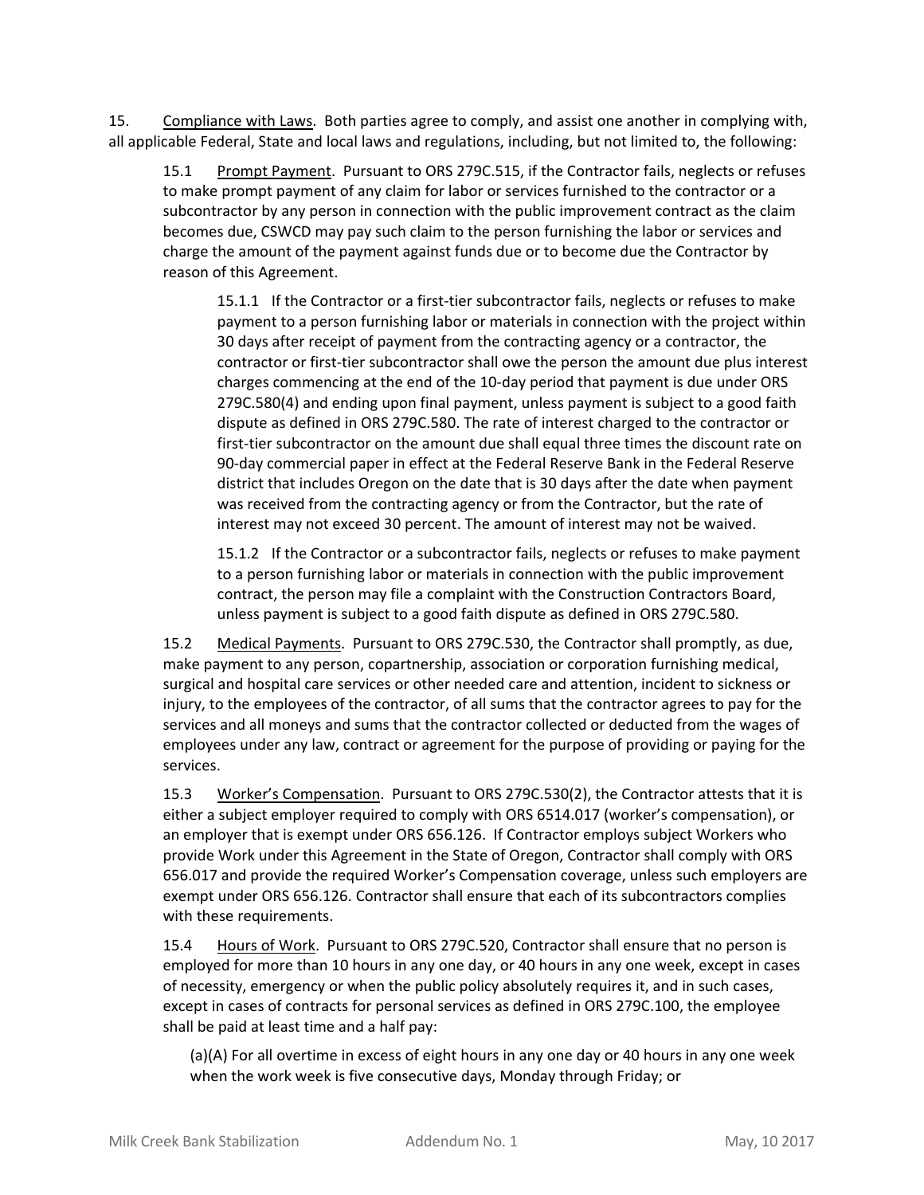15. Compliance with Laws. Both parties agree to comply, and assist one another in complying with, all applicable Federal, State and local laws and regulations, including, but not limited to, the following:

15.1 Prompt Payment. Pursuant to ORS 279C.515, if the Contractor fails, neglects or refuses to make prompt payment of any claim for labor or services furnished to the contractor or a subcontractor by any person in connection with the public improvement contract as the claim becomes due, CSWCD may pay such claim to the person furnishing the labor or services and charge the amount of the payment against funds due or to become due the Contractor by reason of this Agreement.

15.1.1 If the Contractor or a first-tier subcontractor fails, neglects or refuses to make payment to a person furnishing labor or materials in connection with the project within 30 days after receipt of payment from the contracting agency or a contractor, the contractor or first-tier subcontractor shall owe the person the amount due plus interest charges commencing at the end of the 10-day period that payment is due under ORS 279C.580(4) and ending upon final payment, unless payment is subject to a good faith dispute as defined in ORS 279C.580. The rate of interest charged to the contractor or first-tier subcontractor on the amount due shall equal three times the discount rate on 90-day commercial paper in effect at the Federal Reserve Bank in the Federal Reserve district that includes Oregon on the date that is 30 days after the date when payment was received from the contracting agency or from the Contractor, but the rate of interest may not exceed 30 percent. The amount of interest may not be waived.

15.1.2 If the Contractor or a subcontractor fails, neglects or refuses to make payment to a person furnishing labor or materials in connection with the public improvement contract, the person may file a complaint with the Construction Contractors Board, unless payment is subject to a good faith dispute as defined in ORS 279C.580.

15.2 Medical Payments. Pursuant to ORS 279C.530, the Contractor shall promptly, as due, make payment to any person, copartnership, association or corporation furnishing medical, surgical and hospital care services or other needed care and attention, incident to sickness or injury, to the employees of the contractor, of all sums that the contractor agrees to pay for the services and all moneys and sums that the contractor collected or deducted from the wages of employees under any law, contract or agreement for the purpose of providing or paying for the services.

15.3 Worker's Compensation. Pursuant to ORS 279C.530(2), the Contractor attests that it is either a subject employer required to comply with ORS 6514.017 (worker's compensation), or an employer that is exempt under ORS 656.126. If Contractor employs subject Workers who provide Work under this Agreement in the State of Oregon, Contractor shall comply with ORS 656.017 and provide the required Worker's Compensation coverage, unless such employers are exempt under ORS 656.126. Contractor shall ensure that each of its subcontractors complies with these requirements.

15.4 Hours of Work. Pursuant to ORS 279C.520, Contractor shall ensure that no person is employed for more than 10 hours in any one day, or 40 hours in any one week, except in cases of necessity, emergency or when the public policy absolutely requires it, and in such cases, except in cases of contracts for personal services as defined in ORS 279C.100, the employee shall be paid at least time and a half pay:

(a)(A) For all overtime in excess of eight hours in any one day or 40 hours in any one week when the work week is five consecutive days, Monday through Friday; or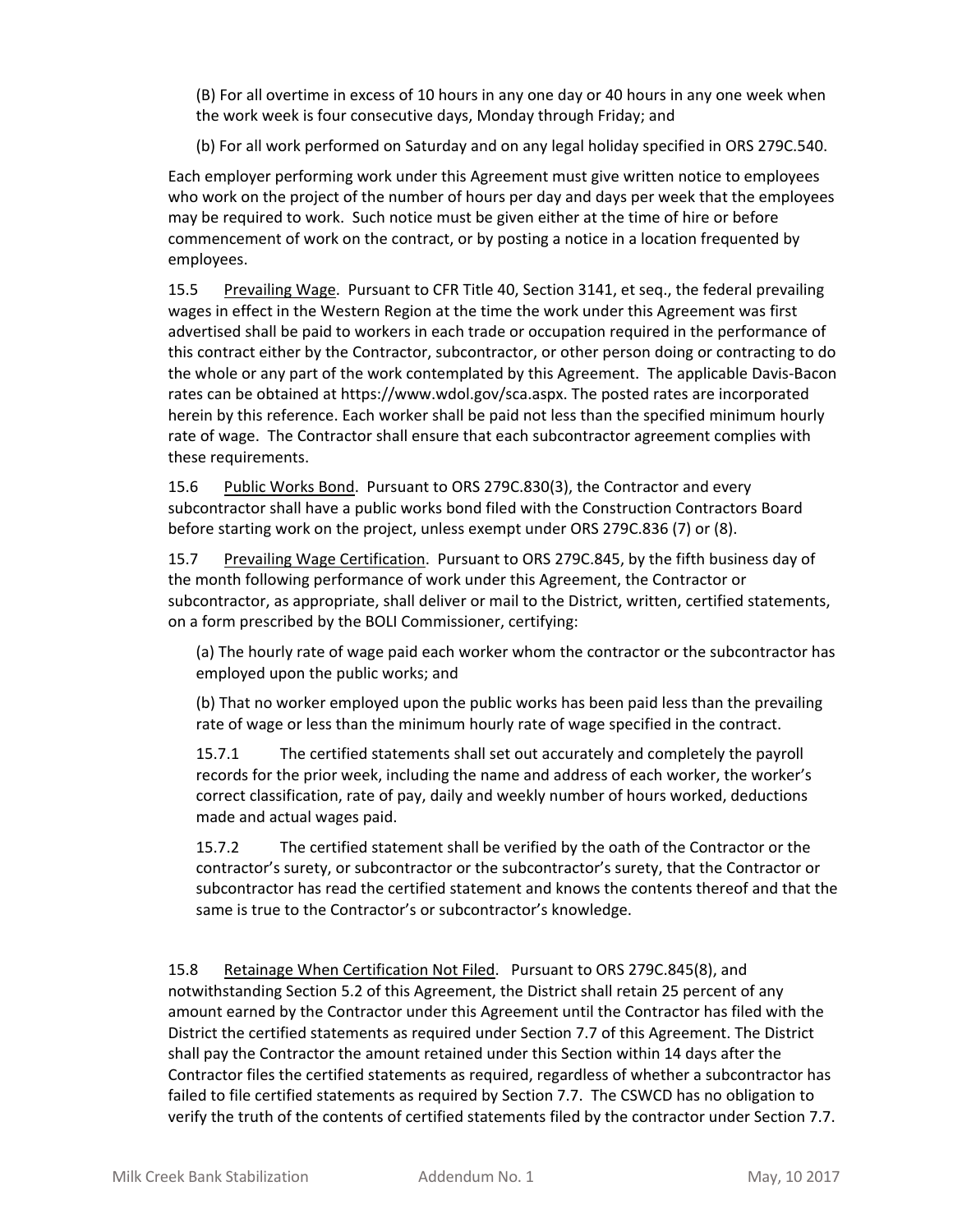(B) For all overtime in excess of 10 hours in any one day or 40 hours in any one week when the work week is four consecutive days, Monday through Friday; and

(b) For all work performed on Saturday and on any legal holiday specified in ORS 279C.540.

Each employer performing work under this Agreement must give written notice to employees who work on the project of the number of hours per day and days per week that the employees may be required to work. Such notice must be given either at the time of hire or before commencement of work on the contract, or by posting a notice in a location frequented by employees.

15.5 Prevailing Wage. Pursuant to CFR Title 40, Section 3141, et seq., the federal prevailing wages in effect in the Western Region at the time the work under this Agreement was first advertised shall be paid to workers in each trade or occupation required in the performance of this contract either by the Contractor, subcontractor, or other person doing or contracting to do the whole or any part of the work contemplated by this Agreement. The applicable Davis-Bacon rates can be obtained at https://www.wdol.gov/sca.aspx. The posted rates are incorporated herein by this reference. Each worker shall be paid not less than the specified minimum hourly rate of wage. The Contractor shall ensure that each subcontractor agreement complies with these requirements.

15.6 Public Works Bond. Pursuant to ORS 279C.830(3), the Contractor and every subcontractor shall have a public works bond filed with the Construction Contractors Board before starting work on the project, unless exempt under ORS 279C.836 (7) or (8).

15.7 Prevailing Wage Certification. Pursuant to ORS 279C.845, by the fifth business day of the month following performance of work under this Agreement, the Contractor or subcontractor, as appropriate, shall deliver or mail to the District, written, certified statements, on a form prescribed by the BOLI Commissioner, certifying:

(a) The hourly rate of wage paid each worker whom the contractor or the subcontractor has employed upon the public works; and

(b) That no worker employed upon the public works has been paid less than the prevailing rate of wage or less than the minimum hourly rate of wage specified in the contract.

15.7.1 The certified statements shall set out accurately and completely the payroll records for the prior week, including the name and address of each worker, the worker's correct classification, rate of pay, daily and weekly number of hours worked, deductions made and actual wages paid.

15.7.2 The certified statement shall be verified by the oath of the Contractor or the contractor's surety, or subcontractor or the subcontractor's surety, that the Contractor or subcontractor has read the certified statement and knows the contents thereof and that the same is true to the Contractor's or subcontractor's knowledge.

15.8 Retainage When Certification Not Filed. Pursuant to ORS 279C.845(8), and notwithstanding Section 5.2 of this Agreement, the District shall retain 25 percent of any amount earned by the Contractor under this Agreement until the Contractor has filed with the District the certified statements as required under Section 7.7 of this Agreement. The District shall pay the Contractor the amount retained under this Section within 14 days after the Contractor files the certified statements as required, regardless of whether a subcontractor has failed to file certified statements as required by Section 7.7. The CSWCD has no obligation to verify the truth of the contents of certified statements filed by the contractor under Section 7.7.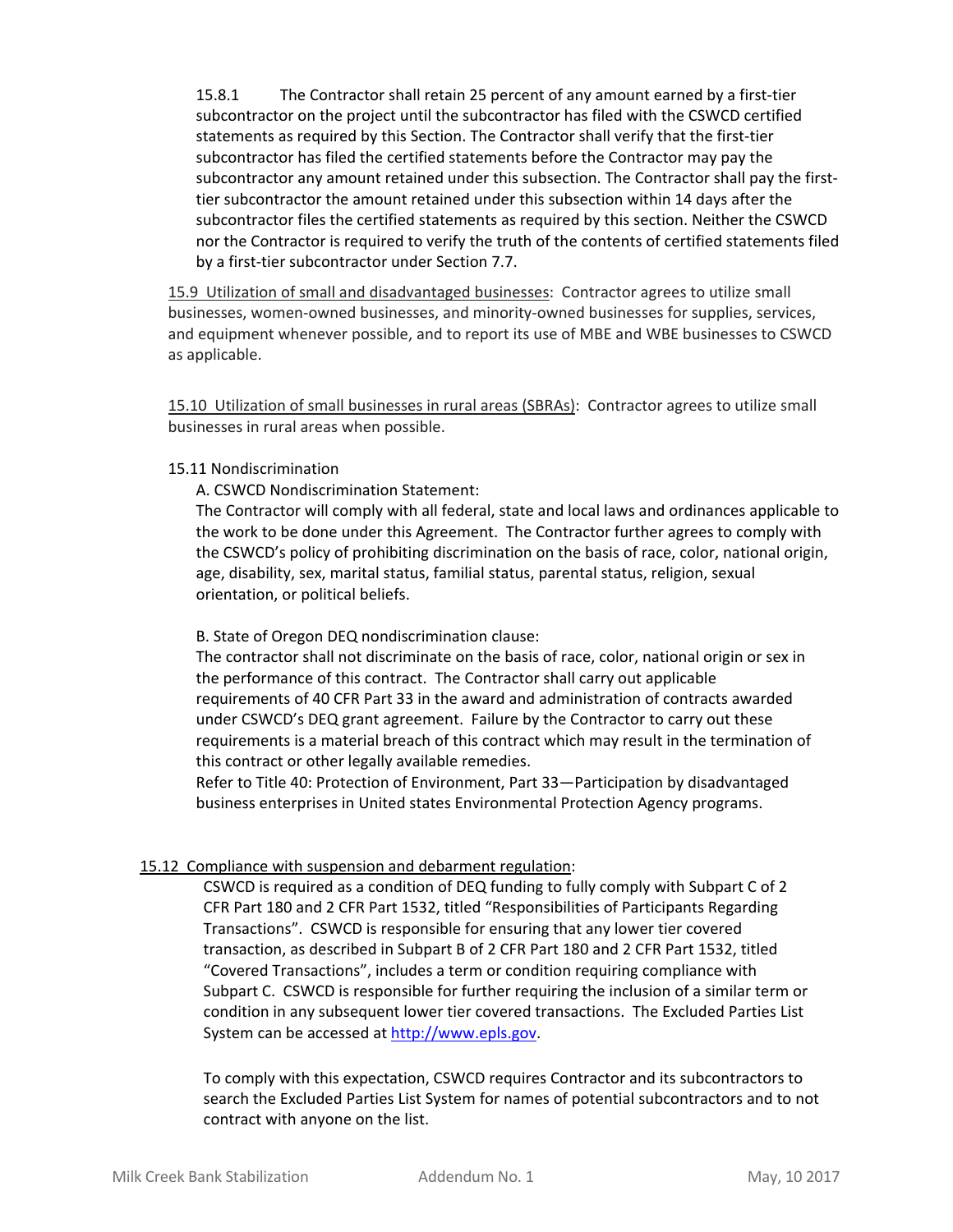15.8.1 The Contractor shall retain 25 percent of any amount earned by a first-tier subcontractor on the project until the subcontractor has filed with the CSWCD certified statements as required by this Section. The Contractor shall verify that the first-tier subcontractor has filed the certified statements before the Contractor may pay the subcontractor any amount retained under this subsection. The Contractor shall pay the first-tier subcontractor the amount retained under this subsection within 14 days after the subcontractor files the certified statements as required by this section. Neither the CSWCD nor the Contractor is required to verify the truth of the contents of certified statements filed by a first-tier subcontractor under Section 7.7.

15.9 Utilization of small and disadvantaged businesses: Contractor agrees to utilize small businesses, women-owned businesses, and minority-owned businesses for supplies, services, and equipment whenever possible, and to report its use of MBE and WBE businesses to CSWCD as applicable.

15.10 Utilization of small businesses in rural areas (SBRAs): Contractor agrees to utilize small businesses in rural areas when possible.

15.11 Nondiscrimination

A. CSWCD Nondiscrimination Statement:
The Contractor will comply with all federal, state and local laws and ordinances applicable to the work to be done under this Agreement. The Contractor further agrees to comply with the CSWCD's policy of prohibiting discrimination on the basis of race, color, national origin, age, disability, sex, marital status, familial status, parental status, religion, sexual orientation, or political beliefs.

B. State of Oregon DEQ nondiscrimination clause:
The contractor shall not discriminate on the basis of race, color, national origin or sex in the performance of this contract. The Contractor shall carry out applicable requirements of 40 CFR Part 33 in the award and administration of contracts awarded under CSWCD's DEQ grant agreement. Failure by the Contractor to carry out these requirements is a material breach of this contract which may result in the termination of this contract or other legally available remedies.
Refer to Title 40: Protection of Environment, Part 33—Participation by disadvantaged business enterprises in United states Environmental Protection Agency programs.

15.12 Compliance with suspension and debarment regulation:

CSWCD is required as a condition of DEQ funding to fully comply with Subpart C of 2 CFR Part 180 and 2 CFR Part 1532, titled "Responsibilities of Participants Regarding Transactions". CSWCD is responsible for ensuring that any lower tier covered transaction, as described in Subpart B of 2 CFR Part 180 and 2 CFR Part 1532, titled "Covered Transactions", includes a term or condition requiring compliance with Subpart C. CSWCD is responsible for further requiring the inclusion of a similar term or condition in any subsequent lower tier covered transactions. The Excluded Parties List System can be accessed at http://www.epls.gov.

To comply with this expectation, CSWCD requires Contractor and its subcontractors to search the Excluded Parties List System for names of potential subcontractors and to not contract with anyone on the list.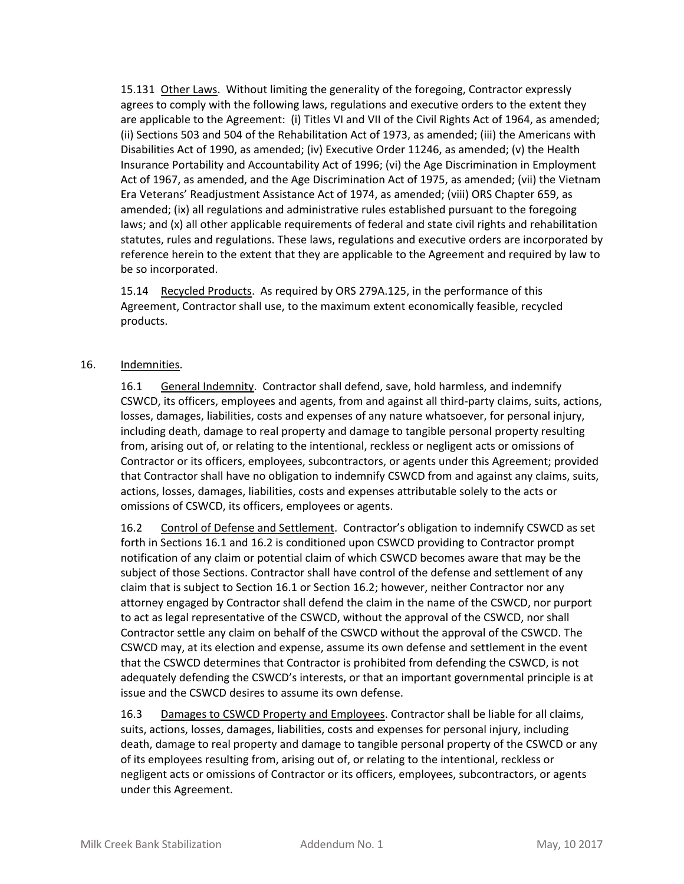15.131 Other Laws. Without limiting the generality of the foregoing, Contractor expressly agrees to comply with the following laws, regulations and executive orders to the extent they are applicable to the Agreement: (i) Titles VI and VII of the Civil Rights Act of 1964, as amended; (ii) Sections 503 and 504 of the Rehabilitation Act of 1973, as amended; (iii) the Americans with Disabilities Act of 1990, as amended; (iv) Executive Order 11246, as amended; (v) the Health Insurance Portability and Accountability Act of 1996; (vi) the Age Discrimination in Employment Act of 1967, as amended, and the Age Discrimination Act of 1975, as amended; (vii) the Vietnam Era Veterans' Readjustment Assistance Act of 1974, as amended; (viii) ORS Chapter 659, as amended; (ix) all regulations and administrative rules established pursuant to the foregoing laws; and (x) all other applicable requirements of federal and state civil rights and rehabilitation statutes, rules and regulations. These laws, regulations and executive orders are incorporated by reference herein to the extent that they are applicable to the Agreement and required by law to be so incorporated.

15.14 Recycled Products. As required by ORS 279A.125, in the performance of this Agreement, Contractor shall use, to the maximum extent economically feasible, recycled products.

16. Indemnities.

16.1 General Indemnity. Contractor shall defend, save, hold harmless, and indemnify CSWCD, its officers, employees and agents, from and against all third-party claims, suits, actions, losses, damages, liabilities, costs and expenses of any nature whatsoever, for personal injury, including death, damage to real property and damage to tangible personal property resulting from, arising out of, or relating to the intentional, reckless or negligent acts or omissions of Contractor or its officers, employees, subcontractors, or agents under this Agreement; provided that Contractor shall have no obligation to indemnify CSWCD from and against any claims, suits, actions, losses, damages, liabilities, costs and expenses attributable solely to the acts or omissions of CSWCD, its officers, employees or agents.

16.2 Control of Defense and Settlement. Contractor's obligation to indemnify CSWCD as set forth in Sections 16.1 and 16.2 is conditioned upon CSWCD providing to Contractor prompt notification of any claim or potential claim of which CSWCD becomes aware that may be the subject of those Sections. Contractor shall have control of the defense and settlement of any claim that is subject to Section 16.1 or Section 16.2; however, neither Contractor nor any attorney engaged by Contractor shall defend the claim in the name of the CSWCD, nor purport to act as legal representative of the CSWCD, without the approval of the CSWCD, nor shall Contractor settle any claim on behalf of the CSWCD without the approval of the CSWCD. The CSWCD may, at its election and expense, assume its own defense and settlement in the event that the CSWCD determines that Contractor is prohibited from defending the CSWCD, is not adequately defending the CSWCD's interests, or that an important governmental principle is at issue and the CSWCD desires to assume its own defense.

16.3 Damages to CSWCD Property and Employees. Contractor shall be liable for all claims, suits, actions, losses, damages, liabilities, costs and expenses for personal injury, including death, damage to real property and damage to tangible personal property of the CSWCD or any of its employees resulting from, arising out of, or relating to the intentional, reckless or negligent acts or omissions of Contractor or its officers, employees, subcontractors, or agents under this Agreement.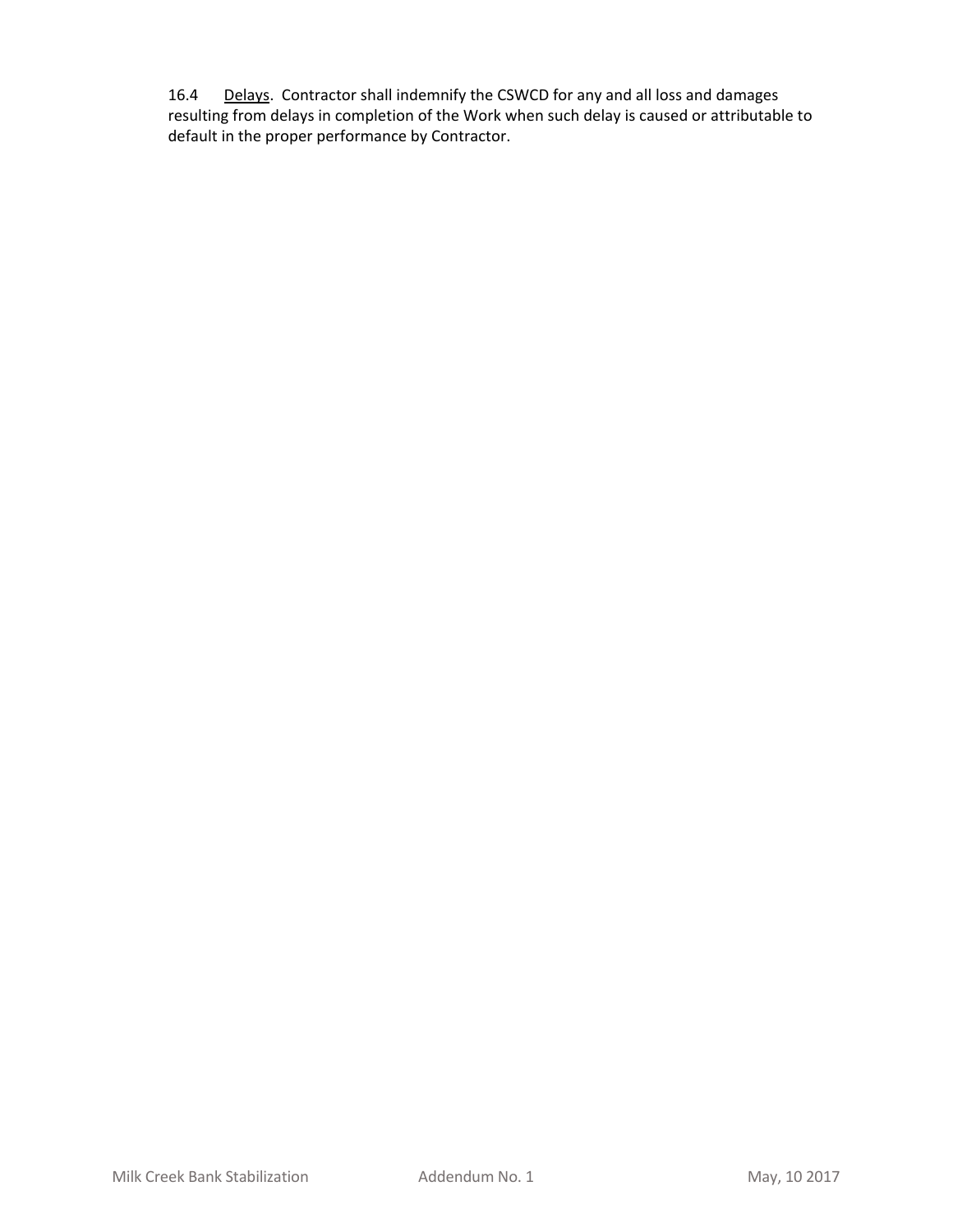16.4 Delays. Contractor shall indemnify the CSWCD for any and all loss and damages resulting from delays in completion of the Work when such delay is caused or attributable to default in the proper performance by Contractor.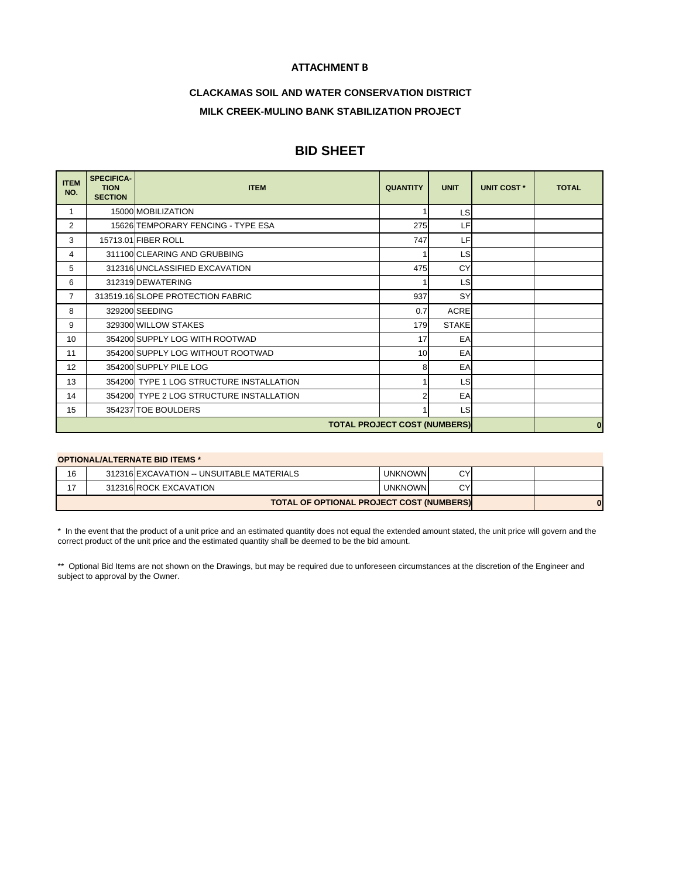**ATTACHMENT B**

**CLACKAMAS SOIL AND WATER CONSERVATION DISTRICT**

**MILK CREEK-MULINO BANK STABILIZATION PROJECT**

# BID SHEET

| ITEM NO. | SPECIFICA-TION SECTION | ITEM | QUANTITY | UNIT | UNIT COST * | TOTAL |
|---|---|---|---|---|---|---|
| 1 | 15000 | MOBILIZATION | 1 | LS | | |
| 2 | 15626 | TEMPORARY FENCING - TYPE ESA | 275 | LF | | |
| 3 | 15713.01 | FIBER ROLL | 747 | LF | | |
| 4 | 311100 | CLEARING AND GRUBBING | 1 | LS | | |
| 5 | 312316 | UNCLASSIFIED EXCAVATION | 475 | CY | | |
| 6 | 312319 | DEWATERING | 1 | LS | | |
| 7 | 313519.16 | SLOPE PROTECTION FABRIC | 937 | SY | | |
| 8 | 329200 | SEEDING | 0.7 | ACRE | | |
| 9 | 329300 | WILLOW STAKES | 179 | STAKE | | |
| 10 | 354200 | SUPPLY LOG WITH ROOTWAD | 17 | EA | | |
| 11 | 354200 | SUPPLY LOG WITHOUT ROOTWAD | 10 | EA | | |
| 12 | 354200 | SUPPLY PILE LOG | 8 | EA | | |
| 13 | 354200 | TYPE 1 LOG STRUCTURE INSTALLATION | 1 | LS | | |
| 14 | 354200 | TYPE 2 LOG STRUCTURE INSTALLATION | 2 | EA | | |
| 15 | 354237 | TOE BOULDERS | 1 | LS | | |
| | | | | **TOTAL PROJECT COST (NUMBERS)** | | **0** |

**OPTIONAL/ALTERNATE BID ITEMS ***

| ITEM NO. | SPECIFICATION SECTION | ITEM | QUANTITY | UNIT | UNIT COST | TOTAL |
|---|---|---|---|---|---|---|
| 16 | 312316 | EXCAVATION -- UNSUITABLE MATERIALS | UNKNOWN | CY | | |
| 17 | 312316 | ROCK EXCAVATION | UNKNOWN | CY | | |
| | | | | **TOTAL OF OPTIONAL PROJECT COST (NUMBERS)** | | **0** |

* In the event that the product of a unit price and an estimated quantity does not equal the extended amount stated, the unit price will govern and the correct product of the unit price and the estimated quantity shall be deemed to be the bid amount.

** Optional Bid Items are not shown on the Drawings, but may be required due to unforeseen circumstances at the discretion of the Engineer and subject to approval by the Owner.